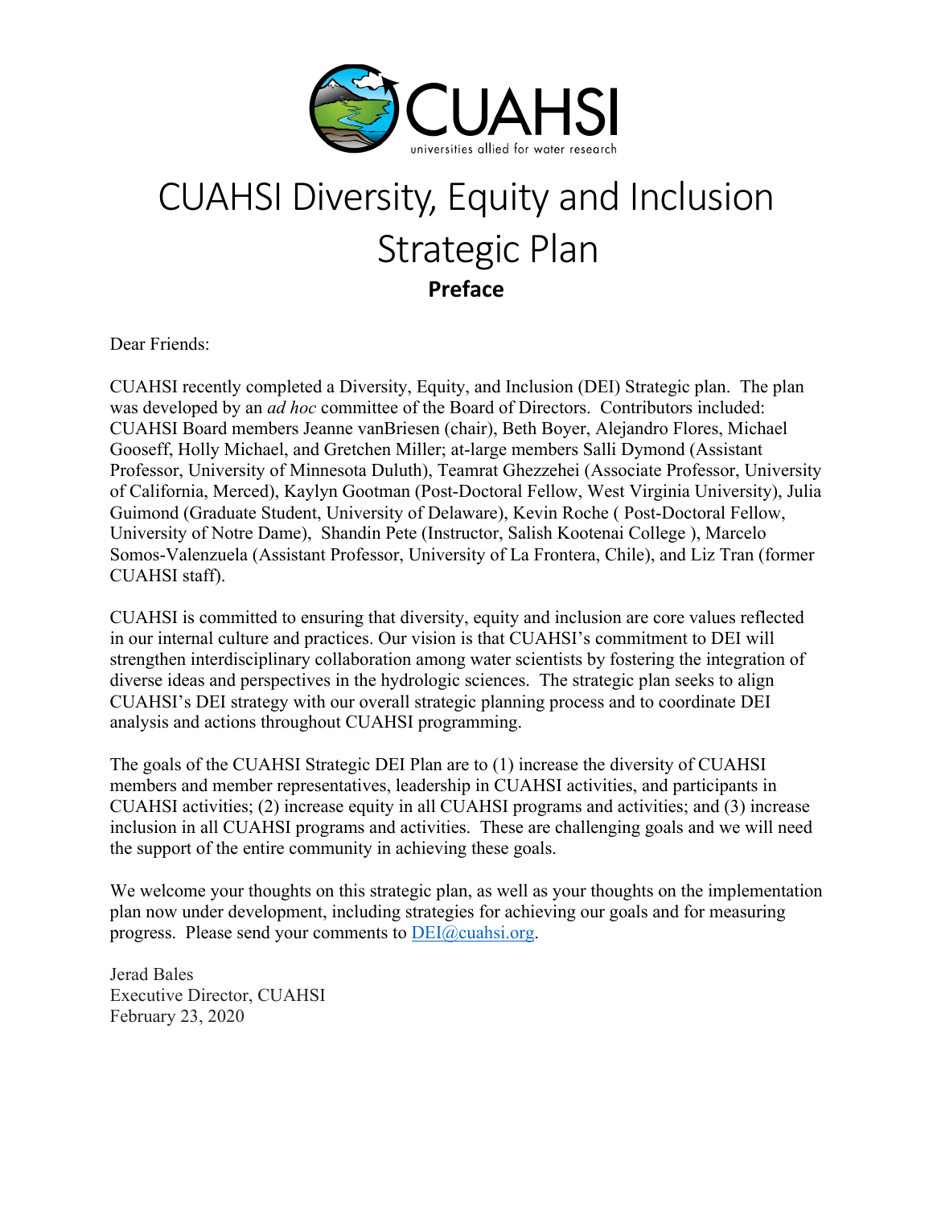CUAHSI

universities allied for water research

# CUAHSI Diversity, Equity and Inclusion Strategic Plan

## Preface

Dear Friends:

CUAHSI recently completed a Diversity, Equity, and Inclusion (DEI) Strategic plan. The plan was developed by an *ad hoc* committee of the Board of Directors. Contributors included: CUAHSI Board members Jeanne vanBriesen (chair), Beth Boyer, Alejandro Flores, Michael Gooseff, Holly Michael, and Gretchen Miller; at-large members Salli Dymond (Assistant Professor, University of Minnesota Duluth), Teamrat Ghezzehei (Associate Professor, University of California, Merced), Kaylyn Gootman (Post-Doctoral Fellow, West Virginia University), Julia Guimond (Graduate Student, University of Delaware), Kevin Roche ( Post-Doctoral Fellow, University of Notre Dame), Shandin Pete (Instructor, Salish Kootenai College ), Marcelo Somos-Valenzuela (Assistant Professor, University of La Frontera, Chile), and Liz Tran (former CUAHSI staff).

CUAHSI is committed to ensuring that diversity, equity and inclusion are core values reflected in our internal culture and practices. Our vision is that CUAHSI's commitment to DEI will strengthen interdisciplinary collaboration among water scientists by fostering the integration of diverse ideas and perspectives in the hydrologic sciences. The strategic plan seeks to align CUAHSI's DEI strategy with our overall strategic planning process and to coordinate DEI analysis and actions throughout CUAHSI programming.

The goals of the CUAHSI Strategic DEI Plan are to (1) increase the diversity of CUAHSI members and member representatives, leadership in CUAHSI activities, and participants in CUAHSI activities; (2) increase equity in all CUAHSI programs and activities; and (3) increase inclusion in all CUAHSI programs and activities. These are challenging goals and we will need the support of the entire community in achieving these goals.

We welcome your thoughts on this strategic plan, as well as your thoughts on the implementation plan now under development, including strategies for achieving our goals and for measuring progress. Please send your comments to DEI@cuahsi.org.

Jerad Bales  
Executive Director, CUAHSI  
February 23, 2020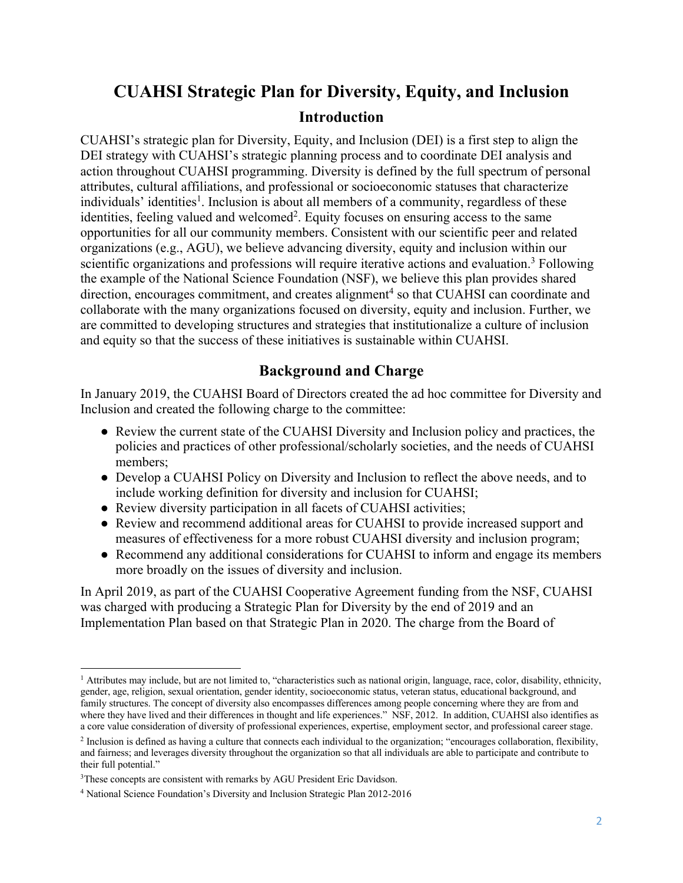# CUAHSI Strategic Plan for Diversity, Equity, and Inclusion

## Introduction

CUAHSI's strategic plan for Diversity, Equity, and Inclusion (DEI) is a first step to align the DEI strategy with CUAHSI's strategic planning process and to coordinate DEI analysis and action throughout CUAHSI programming. Diversity is defined by the full spectrum of personal attributes, cultural affiliations, and professional or socioeconomic statuses that characterize individuals' identities[1]. Inclusion is about all members of a community, regardless of these identities, feeling valued and welcomed[2]. Equity focuses on ensuring access to the same opportunities for all our community members. Consistent with our scientific peer and related organizations (e.g., AGU), we believe advancing diversity, equity and inclusion within our scientific organizations and professions will require iterative actions and evaluation.[3] Following the example of the National Science Foundation (NSF), we believe this plan provides shared direction, encourages commitment, and creates alignment[4] so that CUAHSI can coordinate and collaborate with the many organizations focused on diversity, equity and inclusion. Further, we are committed to developing structures and strategies that institutionalize a culture of inclusion and equity so that the success of these initiatives is sustainable within CUAHSI.

## Background and Charge

In January 2019, the CUAHSI Board of Directors created the ad hoc committee for Diversity and Inclusion and created the following charge to the committee:

- Review the current state of the CUAHSI Diversity and Inclusion policy and practices, the policies and practices of other professional/scholarly societies, and the needs of CUAHSI members;
- Develop a CUAHSI Policy on Diversity and Inclusion to reflect the above needs, and to include working definition for diversity and inclusion for CUAHSI;
- Review diversity participation in all facets of CUAHSI activities;
- Review and recommend additional areas for CUAHSI to provide increased support and measures of effectiveness for a more robust CUAHSI diversity and inclusion program;
- Recommend any additional considerations for CUAHSI to inform and engage its members more broadly on the issues of diversity and inclusion.

In April 2019, as part of the CUAHSI Cooperative Agreement funding from the NSF, CUAHSI was charged with producing a Strategic Plan for Diversity by the end of 2019 and an Implementation Plan based on that Strategic Plan in 2020. The charge from the Board of

---

[1] Attributes may include, but are not limited to, "characteristics such as national origin, language, race, color, disability, ethnicity, gender, age, religion, sexual orientation, gender identity, socioeconomic status, veteran status, educational background, and family structures. The concept of diversity also encompasses differences among people concerning where they are from and where they have lived and their differences in thought and life experiences." NSF, 2012. In addition, CUAHSI also identifies as a core value consideration of diversity of professional experiences, expertise, employment sector, and professional career stage.

[2] Inclusion is defined as having a culture that connects each individual to the organization; "encourages collaboration, flexibility, and fairness; and leverages diversity throughout the organization so that all individuals are able to participate and contribute to their full potential."

[3] These concepts are consistent with remarks by AGU President Eric Davidson.

[4] National Science Foundation's Diversity and Inclusion Strategic Plan 2012-2016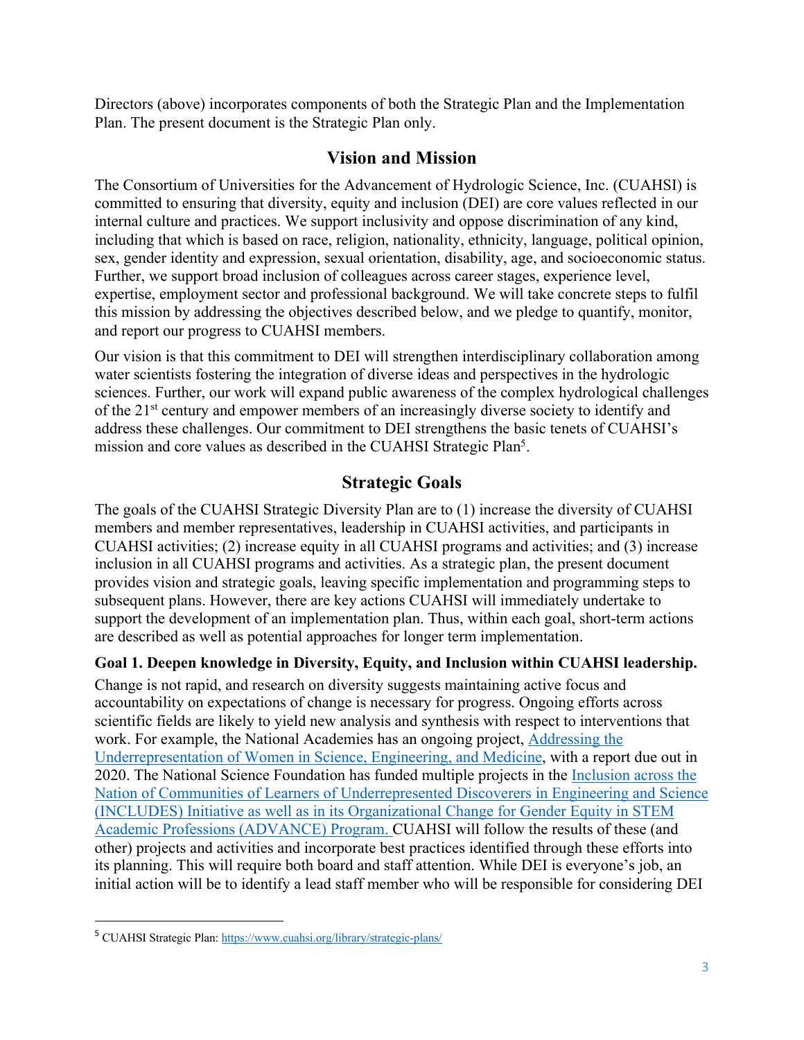Directors (above) incorporates components of both the Strategic Plan and the Implementation Plan. The present document is the Strategic Plan only.

## Vision and Mission

The Consortium of Universities for the Advancement of Hydrologic Science, Inc. (CUAHSI) is committed to ensuring that diversity, equity and inclusion (DEI) are core values reflected in our internal culture and practices. We support inclusivity and oppose discrimination of any kind, including that which is based on race, religion, nationality, ethnicity, language, political opinion, sex, gender identity and expression, sexual orientation, disability, age, and socioeconomic status. Further, we support broad inclusion of colleagues across career stages, experience level, expertise, employment sector and professional background. We will take concrete steps to fulfil this mission by addressing the objectives described below, and we pledge to quantify, monitor, and report our progress to CUAHSI members.

Our vision is that this commitment to DEI will strengthen interdisciplinary collaboration among water scientists fostering the integration of diverse ideas and perspectives in the hydrologic sciences. Further, our work will expand public awareness of the complex hydrological challenges of the 21st century and empower members of an increasingly diverse society to identify and address these challenges. Our commitment to DEI strengthens the basic tenets of CUAHSI's mission and core values as described in the CUAHSI Strategic Plan[5].

## Strategic Goals

The goals of the CUAHSI Strategic Diversity Plan are to (1) increase the diversity of CUAHSI members and member representatives, leadership in CUAHSI activities, and participants in CUAHSI activities; (2) increase equity in all CUAHSI programs and activities; and (3) increase inclusion in all CUAHSI programs and activities. As a strategic plan, the present document provides vision and strategic goals, leaving specific implementation and programming steps to subsequent plans. However, there are key actions CUAHSI will immediately undertake to support the development of an implementation plan. Thus, within each goal, short-term actions are described as well as potential approaches for longer term implementation.

**Goal 1. Deepen knowledge in Diversity, Equity, and Inclusion within CUAHSI leadership.**

Change is not rapid, and research on diversity suggests maintaining active focus and accountability on expectations of change is necessary for progress. Ongoing efforts across scientific fields are likely to yield new analysis and synthesis with respect to interventions that work. For example, the National Academies has an ongoing project, Addressing the Underrepresentation of Women in Science, Engineering, and Medicine, with a report due out in 2020. The National Science Foundation has funded multiple projects in the Inclusion across the Nation of Communities of Learners of Underrepresented Discoverers in Engineering and Science (INCLUDES) Initiative as well as in its Organizational Change for Gender Equity in STEM Academic Professions (ADVANCE) Program. CUAHSI will follow the results of these (and other) projects and activities and incorporate best practices identified through these efforts into its planning. This will require both board and staff attention. While DEI is everyone's job, an initial action will be to identify a lead staff member who will be responsible for considering DEI

---

[5] CUAHSI Strategic Plan: https://www.cuahsi.org/library/strategic-plans/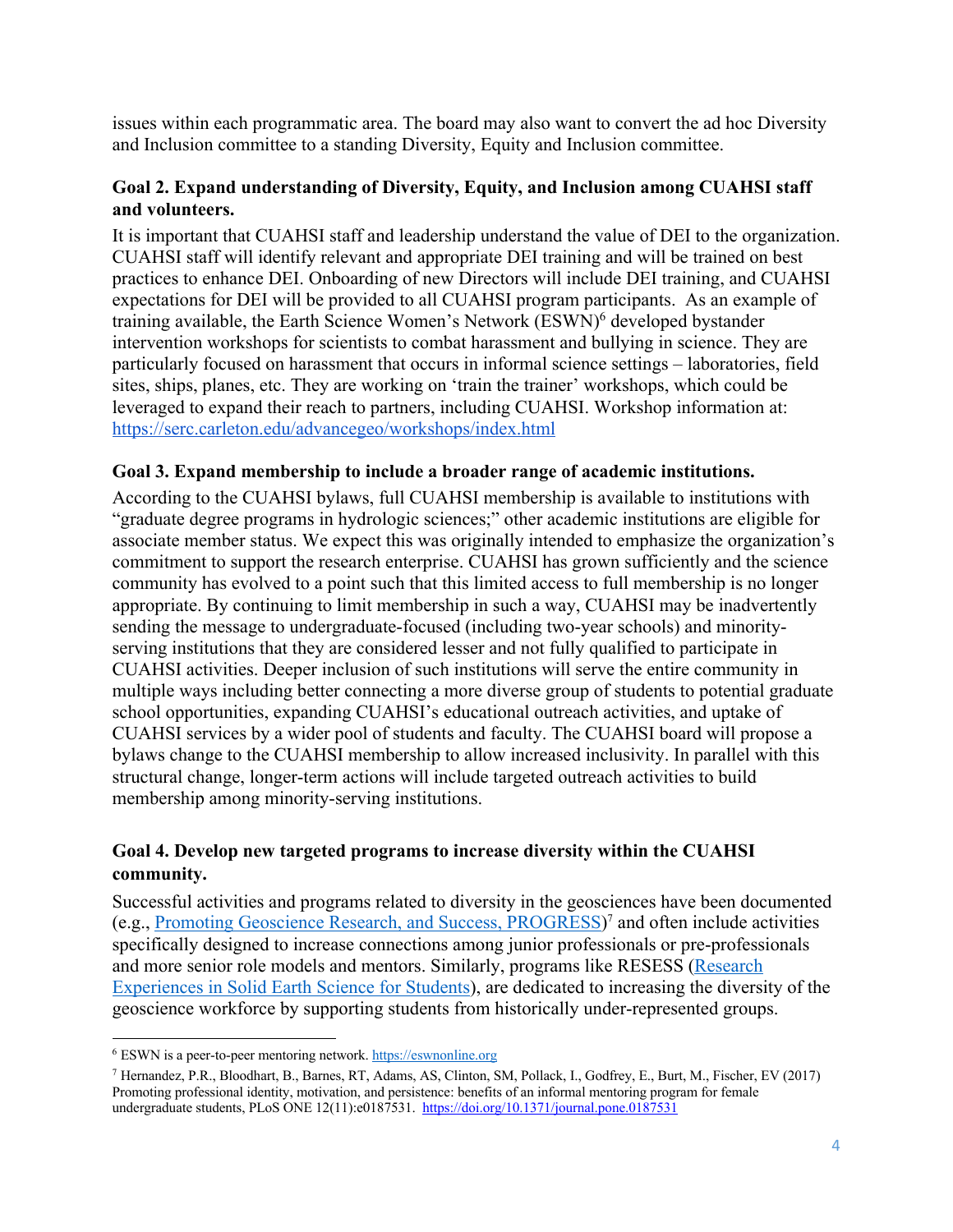issues within each programmatic area. The board may also want to convert the ad hoc Diversity and Inclusion committee to a standing Diversity, Equity and Inclusion committee.

### Goal 2. Expand understanding of Diversity, Equity, and Inclusion among CUAHSI staff and volunteers.

It is important that CUAHSI staff and leadership understand the value of DEI to the organization. CUAHSI staff will identify relevant and appropriate DEI training and will be trained on best practices to enhance DEI. Onboarding of new Directors will include DEI training, and CUAHSI expectations for DEI will be provided to all CUAHSI program participants. As an example of training available, the Earth Science Women's Network (ESWN)[6] developed bystander intervention workshops for scientists to combat harassment and bullying in science. They are particularly focused on harassment that occurs in informal science settings – laboratories, field sites, ships, planes, etc. They are working on 'train the trainer' workshops, which could be leveraged to expand their reach to partners, including CUAHSI. Workshop information at: https://serc.carleton.edu/advancegeo/workshops/index.html

### Goal 3. Expand membership to include a broader range of academic institutions.

According to the CUAHSI bylaws, full CUAHSI membership is available to institutions with "graduate degree programs in hydrologic sciences;" other academic institutions are eligible for associate member status. We expect this was originally intended to emphasize the organization's commitment to support the research enterprise. CUAHSI has grown sufficiently and the science community has evolved to a point such that this limited access to full membership is no longer appropriate. By continuing to limit membership in such a way, CUAHSI may be inadvertently sending the message to undergraduate-focused (including two-year schools) and minority-serving institutions that they are considered lesser and not fully qualified to participate in CUAHSI activities. Deeper inclusion of such institutions will serve the entire community in multiple ways including better connecting a more diverse group of students to potential graduate school opportunities, expanding CUAHSI's educational outreach activities, and uptake of CUAHSI services by a wider pool of students and faculty. The CUAHSI board will propose a bylaws change to the CUAHSI membership to allow increased inclusivity. In parallel with this structural change, longer-term actions will include targeted outreach activities to build membership among minority-serving institutions.

### Goal 4. Develop new targeted programs to increase diversity within the CUAHSI community.

Successful activities and programs related to diversity in the geosciences have been documented (e.g., Promoting Geoscience Research, and Success, PROGRESS)[7] and often include activities specifically designed to increase connections among junior professionals or pre-professionals and more senior role models and mentors. Similarly, programs like RESESS (Research Experiences in Solid Earth Science for Students), are dedicated to increasing the diversity of the geoscience workforce by supporting students from historically under-represented groups.

---

[6] ESWN is a peer-to-peer mentoring network. https://eswnonline.org

[7] Hernandez, P.R., Bloodhart, B., Barnes, RT, Adams, AS, Clinton, SM, Pollack, I., Godfrey, E., Burt, M., Fischer, EV (2017) Promoting professional identity, motivation, and persistence: benefits of an informal mentoring program for female undergraduate students, PLoS ONE 12(11):e0187531. https://doi.org/10.1371/journal.pone.0187531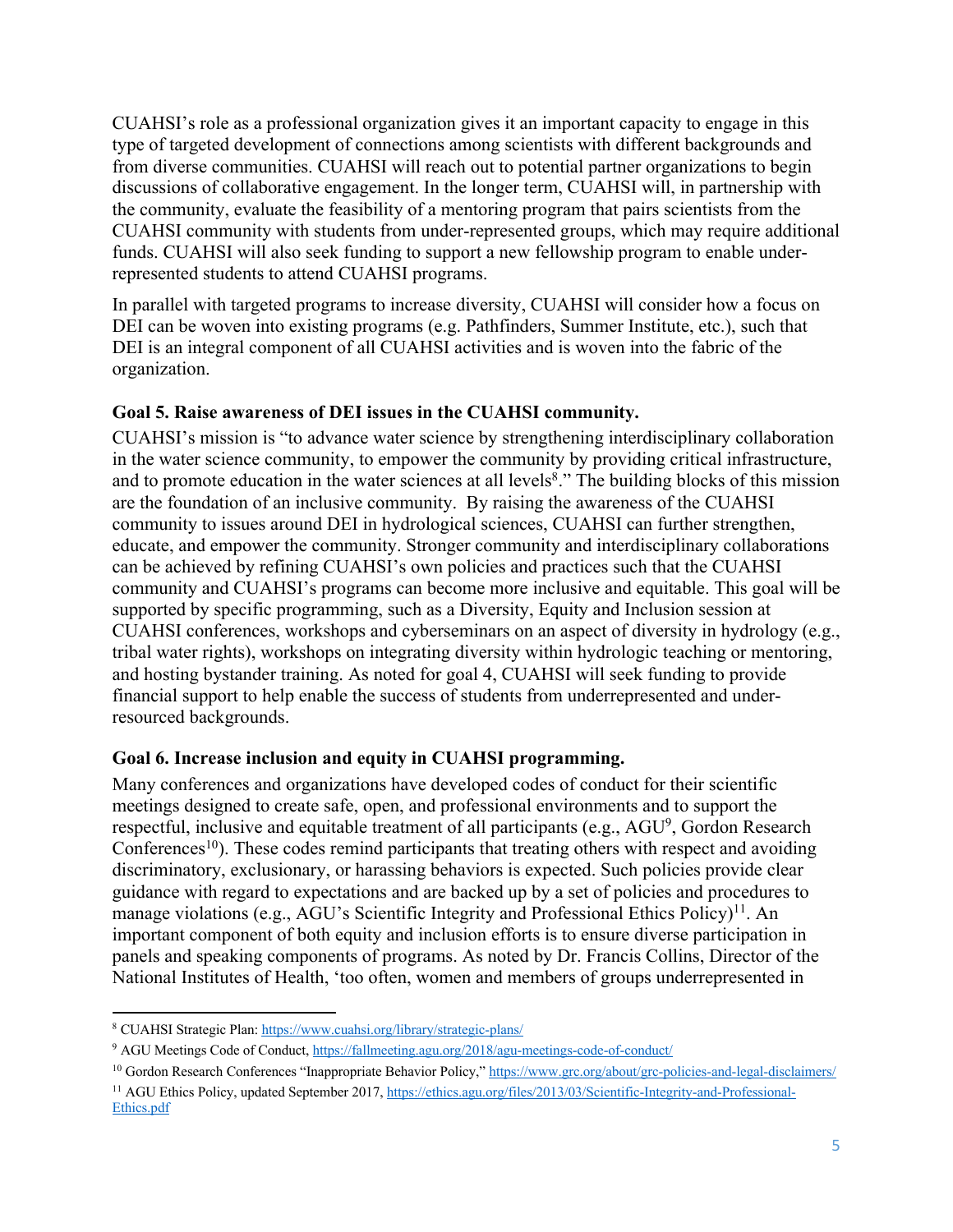CUAHSI's role as a professional organization gives it an important capacity to engage in this type of targeted development of connections among scientists with different backgrounds and from diverse communities. CUAHSI will reach out to potential partner organizations to begin discussions of collaborative engagement. In the longer term, CUAHSI will, in partnership with the community, evaluate the feasibility of a mentoring program that pairs scientists from the CUAHSI community with students from under-represented groups, which may require additional funds. CUAHSI will also seek funding to support a new fellowship program to enable under-represented students to attend CUAHSI programs.

In parallel with targeted programs to increase diversity, CUAHSI will consider how a focus on DEI can be woven into existing programs (e.g. Pathfinders, Summer Institute, etc.), such that DEI is an integral component of all CUAHSI activities and is woven into the fabric of the organization.

### Goal 5. Raise awareness of DEI issues in the CUAHSI community.

CUAHSI's mission is "to advance water science by strengthening interdisciplinary collaboration in the water science community, to empower the community by providing critical infrastructure, and to promote education in the water sciences at all levels[8]." The building blocks of this mission are the foundation of an inclusive community. By raising the awareness of the CUAHSI community to issues around DEI in hydrological sciences, CUAHSI can further strengthen, educate, and empower the community. Stronger community and interdisciplinary collaborations can be achieved by refining CUAHSI's own policies and practices such that the CUAHSI community and CUAHSI's programs can become more inclusive and equitable. This goal will be supported by specific programming, such as a Diversity, Equity and Inclusion session at CUAHSI conferences, workshops and cyberseminars on an aspect of diversity in hydrology (e.g., tribal water rights), workshops on integrating diversity within hydrologic teaching or mentoring, and hosting bystander training. As noted for goal 4, CUAHSI will seek funding to provide financial support to help enable the success of students from underrepresented and under-resourced backgrounds.

### Goal 6. Increase inclusion and equity in CUAHSI programming.

Many conferences and organizations have developed codes of conduct for their scientific meetings designed to create safe, open, and professional environments and to support the respectful, inclusive and equitable treatment of all participants (e.g., AGU[9], Gordon Research Conferences[10]). These codes remind participants that treating others with respect and avoiding discriminatory, exclusionary, or harassing behaviors is expected. Such policies provide clear guidance with regard to expectations and are backed up by a set of policies and procedures to manage violations (e.g., AGU's Scientific Integrity and Professional Ethics Policy)[11]. An important component of both equity and inclusion efforts is to ensure diverse participation in panels and speaking components of programs. As noted by Dr. Francis Collins, Director of the National Institutes of Health, 'too often, women and members of groups underrepresented in

---

[8] CUAHSI Strategic Plan: https://www.cuahsi.org/library/strategic-plans/

[9] AGU Meetings Code of Conduct, https://fallmeeting.agu.org/2018/agu-meetings-code-of-conduct/

[10] Gordon Research Conferences "Inappropriate Behavior Policy," https://www.grc.org/about/grc-policies-and-legal-disclaimers/

[11] AGU Ethics Policy, updated September 2017, https://ethics.agu.org/files/2013/03/Scientific-Integrity-and-Professional-Ethics.pdf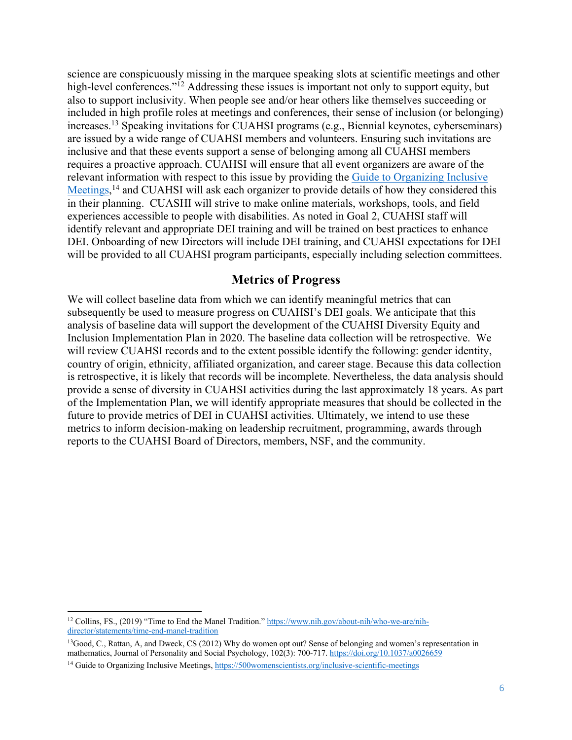science are conspicuously missing in the marquee speaking slots at scientific meetings and other high-level conferences."[12] Addressing these issues is important not only to support equity, but also to support inclusivity. When people see and/or hear others like themselves succeeding or included in high profile roles at meetings and conferences, their sense of inclusion (or belonging) increases.[13] Speaking invitations for CUAHSI programs (e.g., Biennial keynotes, cyberseminars) are issued by a wide range of CUAHSI members and volunteers. Ensuring such invitations are inclusive and that these events support a sense of belonging among all CUAHSI members requires a proactive approach. CUAHSI will ensure that all event organizers are aware of the relevant information with respect to this issue by providing the [Guide to Organizing Inclusive Meetings](https://500womenscientists.org/inclusive-scientific-meetings),[14] and CUAHSI will ask each organizer to provide details of how they considered this in their planning. CUASHI will strive to make online materials, workshops, tools, and field experiences accessible to people with disabilities. As noted in Goal 2, CUAHSI staff will identify relevant and appropriate DEI training and will be trained on best practices to enhance DEI. Onboarding of new Directors will include DEI training, and CUAHSI expectations for DEI will be provided to all CUAHSI program participants, especially including selection committees.

## Metrics of Progress

We will collect baseline data from which we can identify meaningful metrics that can subsequently be used to measure progress on CUAHSI's DEI goals. We anticipate that this analysis of baseline data will support the development of the CUAHSI Diversity Equity and Inclusion Implementation Plan in 2020. The baseline data collection will be retrospective. We will review CUAHSI records and to the extent possible identify the following: gender identity, country of origin, ethnicity, affiliated organization, and career stage. Because this data collection is retrospective, it is likely that records will be incomplete. Nevertheless, the data analysis should provide a sense of diversity in CUAHSI activities during the last approximately 18 years. As part of the Implementation Plan, we will identify appropriate measures that should be collected in the future to provide metrics of DEI in CUAHSI activities. Ultimately, we intend to use these metrics to inform decision-making on leadership recruitment, programming, awards through reports to the CUAHSI Board of Directors, members, NSF, and the community.

---

[12] Collins, FS., (2019) "Time to End the Manel Tradition." https://www.nih.gov/about-nih/who-we-are/nih-director/statements/time-end-manel-tradition

[13] Good, C., Rattan, A, and Dweck, CS (2012) Why do women opt out? Sense of belonging and women's representation in mathematics, Journal of Personality and Social Psychology, 102(3): 700-717. https://doi.org/10.1037/a0026659

[14] Guide to Organizing Inclusive Meetings, https://500womenscientists.org/inclusive-scientific-meetings